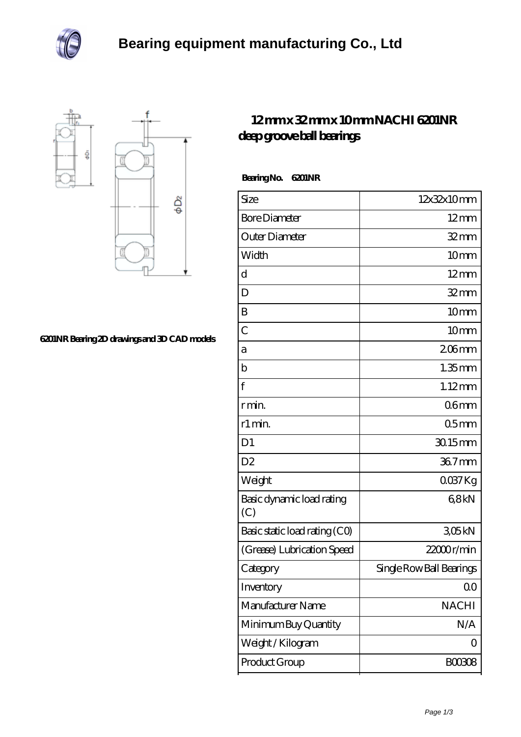# Bearing equipment manufacturing Co., Ltd

## 12 mm x 32 mm x 10 mm NACHI 6201NR deep groove ball bearings

6201NR Bearing 2D drawings and 3D CAD models

**Bearing No. 6201NR**

| Size | 12x32x10 mm |
|---|---|
| Bore Diameter | 12 mm |
| Outer Diameter | 32 mm |
| Width | 10 mm |
| d | 12 mm |
| D | 32 mm |
| B | 10 mm |
| C | 10 mm |
| a | 2.06 mm |
| b | 1.35 mm |
| f | 1.12 mm |
| r min. | 0.6 mm |
| r1 min. | 0.5 mm |
| D1 | 30.15 mm |
| D2 | 36.7 mm |
| Weight | 0.037 Kg |
| Basic dynamic load rating (C) | 6,8 kN |
| Basic static load rating (C0) | 3,05 kN |
| (Grease) Lubrication Speed | 22000 r/min |
| Category | Single Row Ball Bearings |
| Inventory | 0.0 |
| Manufacturer Name | NACHI |
| Minimum Buy Quantity | N/A |
| Weight / Kilogram | 0 |
| Product Group | B00308 |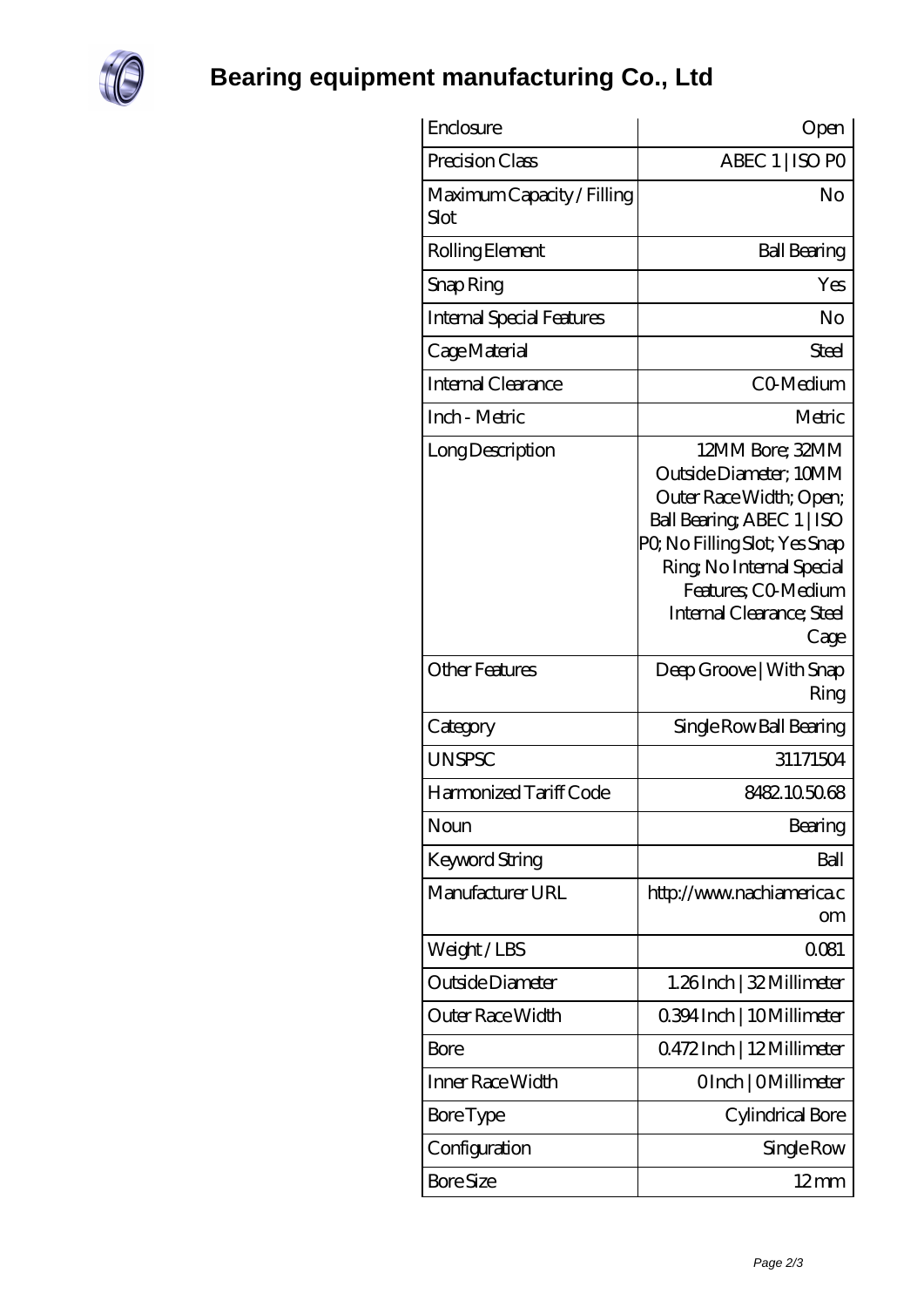# Bearing equipment manufacturing Co., Ltd

| | |
|---|---|
| Enclosure | Open |
| Precision Class | ABEC 1 \| ISO P0 |
| Maximum Capacity / Filling Slot | No |
| Rolling Element | Ball Bearing |
| Snap Ring | Yes |
| Internal Special Features | No |
| Cage Material | Steel |
| Internal Clearance | C0-Medium |
| Inch - Metric | Metric |
| Long Description | 12MM Bore; 32MM Outside Diameter; 10MM Outer Race Width; Open; Ball Bearing; ABEC 1 \| ISO P0; No Filling Slot; Yes Snap Ring; No Internal Special Features; C0-Medium Internal Clearance; Steel Cage |
| Other Features | Deep Groove \| With Snap Ring |
| Category | Single Row Ball Bearing |
| UNSPSC | 31171504 |
| Harmonized Tariff Code | 8482.10.50.68 |
| Noun | Bearing |
| Keyword String | Ball |
| Manufacturer URL | http://www.nachiamerica.com |
| Weight / LBS | 0.081 |
| Outside Diameter | 1.26 Inch \| 32 Millimeter |
| Outer Race Width | 0.394 Inch \| 10 Millimeter |
| Bore | 0.472 Inch \| 12 Millimeter |
| Inner Race Width | 0 Inch \| 0 Millimeter |
| Bore Type | Cylindrical Bore |
| Configuration | Single Row |
| Bore Size | 12 mm |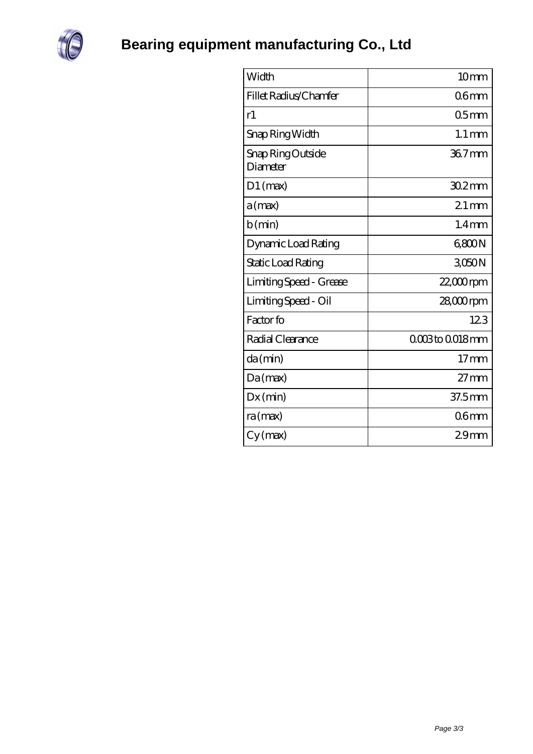# Bearing equipment manufacturing Co., Ltd

| | |
|---|---|
| Width | 10 mm |
| Fillet Radius/Chamfer | 0.6 mm |
| r1 | 0.5 mm |
| Snap Ring Width | 1.1 mm |
| Snap Ring Outside Diameter | 36.7 mm |
| D1 (max) | 30.2 mm |
| a (max) | 2.1 mm |
| b (min) | 1.4 mm |
| Dynamic Load Rating | 6,800 N |
| Static Load Rating | 3,050 N |
| Limiting Speed - Grease | 22,000 rpm |
| Limiting Speed - Oil | 28,000 rpm |
| Factor fo | 12.3 |
| Radial Clearance | 0.003 to 0.018 mm |
| da (min) | 17 mm |
| Da (max) | 27 mm |
| Dx (min) | 37.5 mm |
| ra (max) | 0.6 mm |
| Cy (max) | 2.9 mm |